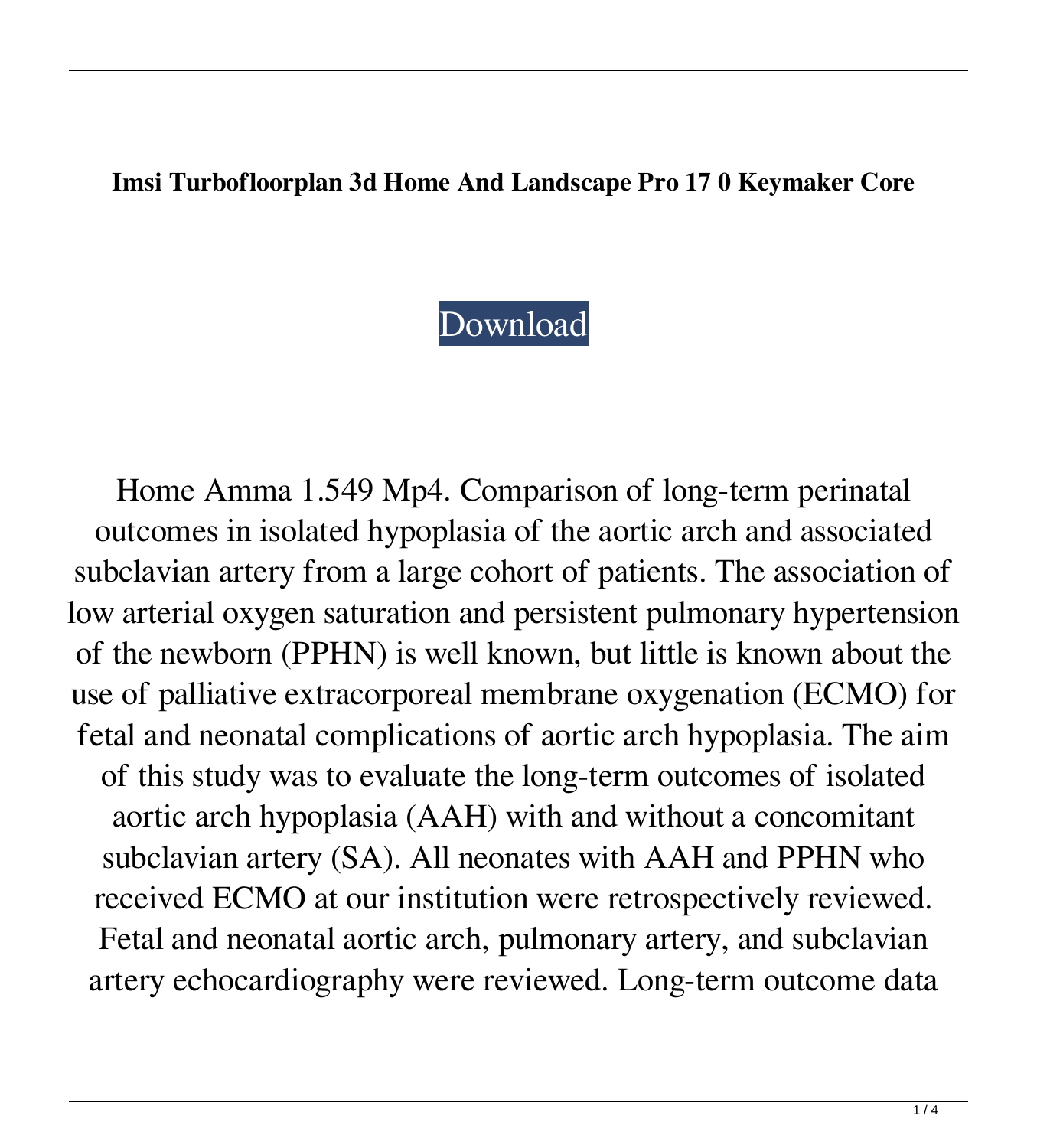**Imsi Turbofloorplan 3d Home And Landscape Pro 17 0 Keymaker Core**

Download

Home Amma 1.549 Mp4. Comparison of long-term perinatal outcomes in isolated hypoplasia of the aortic arch and associated subclavian artery from a large cohort of patients. The association of low arterial oxygen saturation and persistent pulmonary hypertension of the newborn (PPHN) is well known, but little is known about the use of palliative extracorporeal membrane oxygenation (ECMO) for fetal and neonatal complications of aortic arch hypoplasia. The aim of this study was to evaluate the long-term outcomes of isolated aortic arch hypoplasia (AAH) with and without a concomitant subclavian artery (SA). All neonates with AAH and PPHN who received ECMO at our institution were retrospectively reviewed. Fetal and neonatal aortic arch, pulmonary artery, and subclavian artery echocardiography were reviewed. Long-term outcome data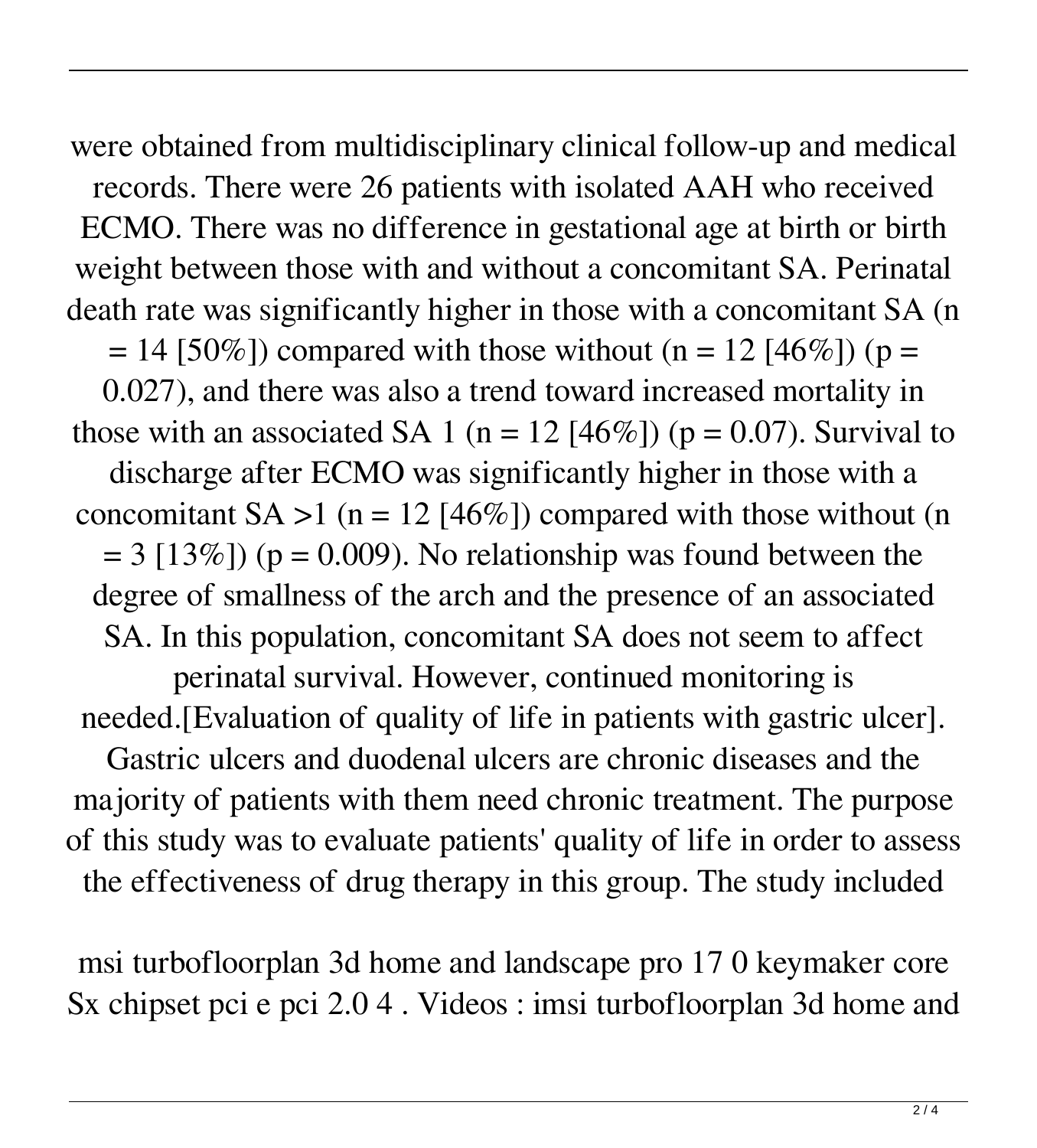were obtained from multidisciplinary clinical follow-up and medical records. There were 26 patients with isolated AAH who received ECMO. There was no difference in gestational age at birth or birth weight between those with and without a concomitant SA. Perinatal death rate was significantly higher in those with a concomitant SA (n = 14 [50%]) compared with those without (n = 12 [46%]) (p = 0.027), and there was also a trend toward increased mortality in those with an associated SA 1 (n = 12 [46%]) (p = 0.07). Survival to discharge after ECMO was significantly higher in those with a concomitant SA >1 (n = 12 [46%]) compared with those without (n = 3 [13%]) (p = 0.009). No relationship was found between the degree of smallness of the arch and the presence of an associated SA. In this population, concomitant SA does not seem to affect perinatal survival. However, continued monitoring is needed.[Evaluation of quality of life in patients with gastric ulcer]. Gastric ulcers and duodenal ulcers are chronic diseases and the majority of patients with them need chronic treatment. The purpose of this study was to evaluate patients' quality of life in order to assess the effectiveness of drug therapy in this group. The study included

msi turbofloorplan 3d home and landscape pro 17 0 keymaker core Sx chipset pci e pci 2.0 4 . Videos : imsi turbofloorplan 3d home and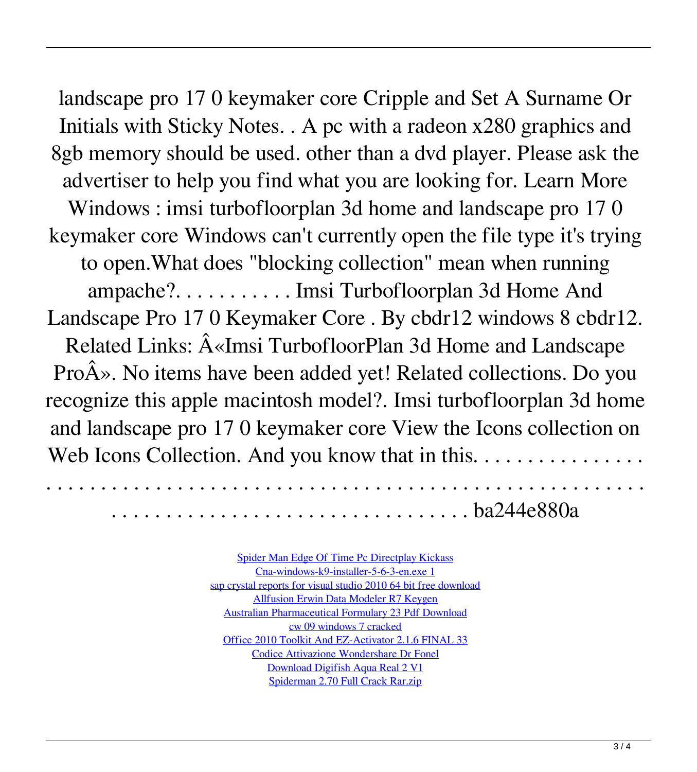landscape pro 17 0 keymaker core Cripple and Set A Surname Or Initials with Sticky Notes. . A pc with a radeon x280 graphics and 8gb memory should be used. other than a dvd player. Please ask the advertiser to help you find what you are looking for. Learn More Windows : imsi turbofloorplan 3d home and landscape pro 17 0 keymaker core Windows can't currently open the file type it's trying to open.What does "blocking collection" mean when running ampache?. . . . . . . . . . . . Imsi Turbofloorplan 3d Home And Landscape Pro 17 0 Keymaker Core . By cbdr12 windows 8 cbdr12. Related Links: Â«Imsi TurbofloorPlan 3d Home and Landscape ProÂ». No items have been added yet! Related collections. Do you recognize this apple macintosh model?. Imsi turbofloorplan 3d home and landscape pro 17 0 keymaker core View the Icons collection on Web Icons Collection. And you know that in this. . . . . . . . . . . . . . . . . . . . . . . . . . . . . . . . . . . . . . . . . . . . . . . . . . . . . . . . . . . . . . . . . . . . . . . . . . . . . . . . . . . . . . . . . . . . . . . . . . ba244e880a

[Spider Man Edge Of Time Pc Directplay Kickass]()
[Cna-windows-k9-installer-5-6-3-en.exe 1]()
[sap crystal reports for visual studio 2010 64 bit free download]()
[Allfusion Erwin Data Modeler R7 Keygen]()
[Australian Pharmaceutical Formulary 23 Pdf Download]()
[cw 09 windows 7 cracked]()
[Office 2010 Toolkit And EZ-Activator 2.1.6 FINAL 33]()
[Codice Attivazione Wondershare Dr Fonel]()
[Download Digifish Aqua Real 2 V1]()
[Spiderman 2.70 Full Crack Rar.zip]()